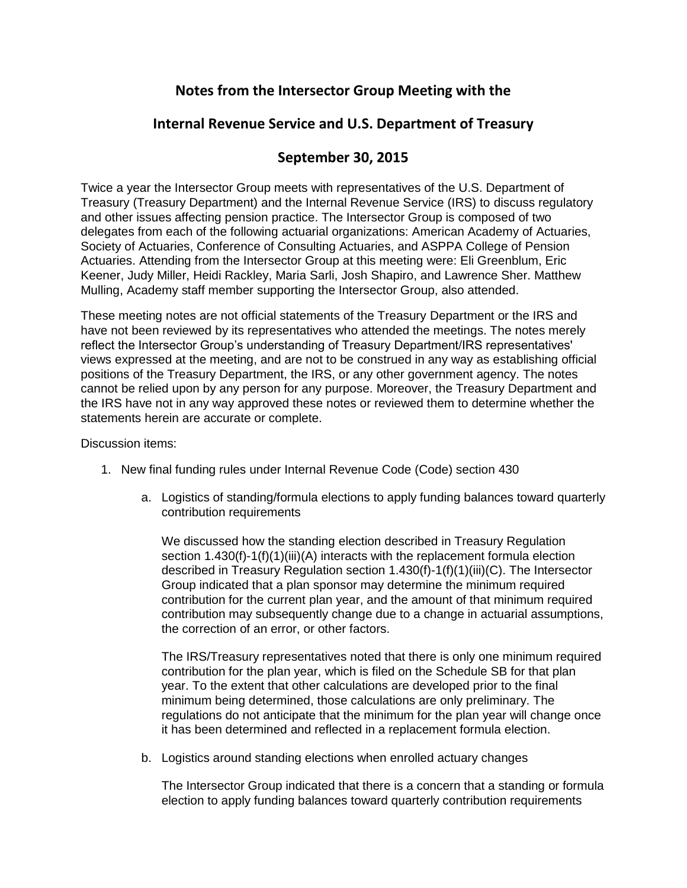# Notes from the Intersector Group Meeting with the

# Internal Revenue Service and U.S. Department of Treasury

# September 30, 2015

Twice a year the Intersector Group meets with representatives of the U.S. Department of Treasury (Treasury Department) and the Internal Revenue Service (IRS) to discuss regulatory and other issues affecting pension practice. The Intersector Group is composed of two delegates from each of the following actuarial organizations: American Academy of Actuaries, Society of Actuaries, Conference of Consulting Actuaries, and ASPPA College of Pension Actuaries. Attending from the Intersector Group at this meeting were: Eli Greenblum, Eric Keener, Judy Miller, Heidi Rackley, Maria Sarli, Josh Shapiro, and Lawrence Sher. Matthew Mulling, Academy staff member supporting the Intersector Group, also attended.

These meeting notes are not official statements of the Treasury Department or the IRS and have not been reviewed by its representatives who attended the meetings. The notes merely reflect the Intersector Group's understanding of Treasury Department/IRS representatives' views expressed at the meeting, and are not to be construed in any way as establishing official positions of the Treasury Department, the IRS, or any other government agency. The notes cannot be relied upon by any person for any purpose. Moreover, the Treasury Department and the IRS have not in any way approved these notes or reviewed them to determine whether the statements herein are accurate or complete.

Discussion items:

1. New final funding rules under Internal Revenue Code (Code) section 430

    a. Logistics of standing/formula elections to apply funding balances toward quarterly contribution requirements

        We discussed how the standing election described in Treasury Regulation section 1.430(f)-1(f)(1)(iii)(A) interacts with the replacement formula election described in Treasury Regulation section 1.430(f)-1(f)(1)(iii)(C). The Intersector Group indicated that a plan sponsor may determine the minimum required contribution for the current plan year, and the amount of that minimum required contribution may subsequently change due to a change in actuarial assumptions, the correction of an error, or other factors.

        The IRS/Treasury representatives noted that there is only one minimum required contribution for the plan year, which is filed on the Schedule SB for that plan year. To the extent that other calculations are developed prior to the final minimum being determined, those calculations are only preliminary. The regulations do not anticipate that the minimum for the plan year will change once it has been determined and reflected in a replacement formula election.

    b. Logistics around standing elections when enrolled actuary changes

        The Intersector Group indicated that there is a concern that a standing or formula election to apply funding balances toward quarterly contribution requirements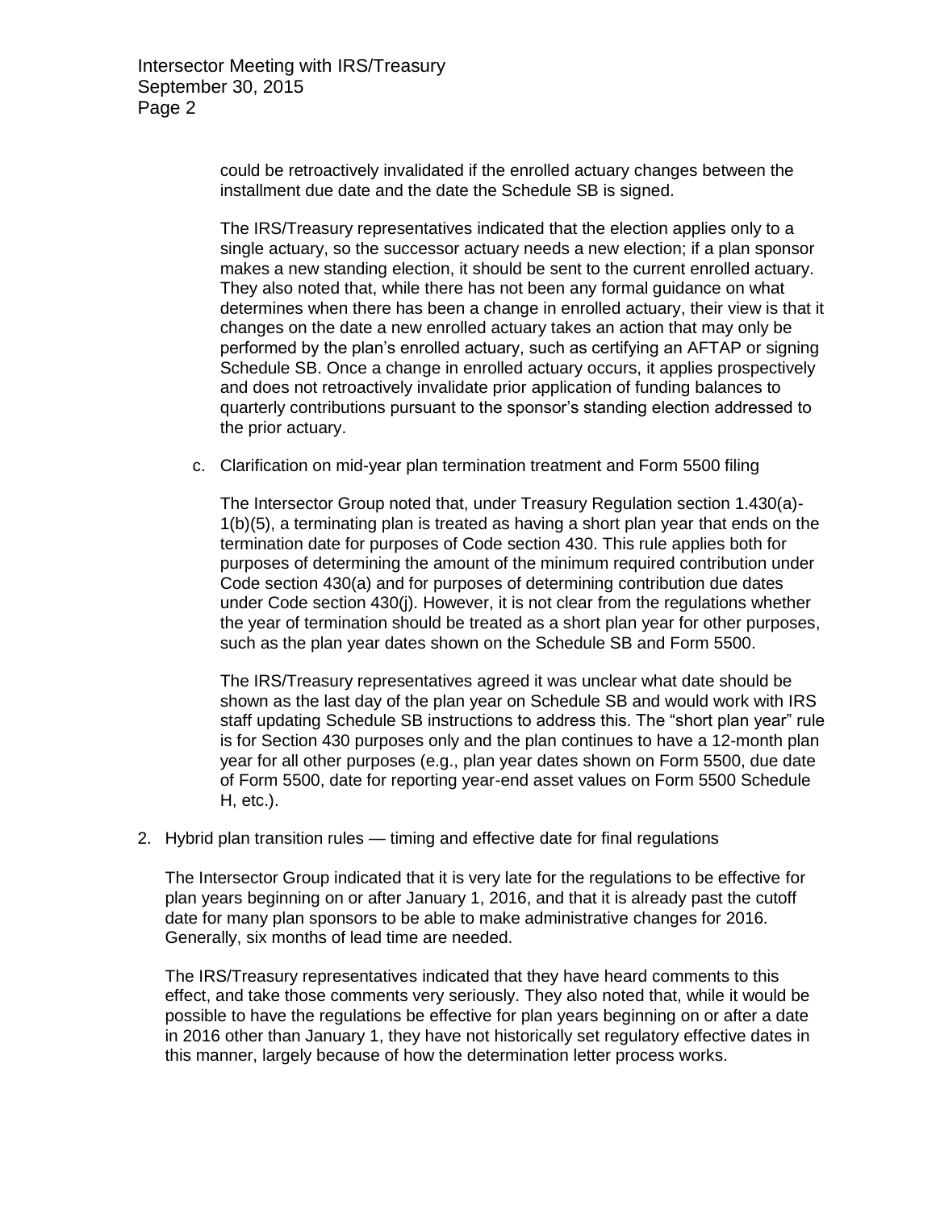could be retroactively invalidated if the enrolled actuary changes between the installment due date and the date the Schedule SB is signed.

The IRS/Treasury representatives indicated that the election applies only to a single actuary, so the successor actuary needs a new election; if a plan sponsor makes a new standing election, it should be sent to the current enrolled actuary. They also noted that, while there has not been any formal guidance on what determines when there has been a change in enrolled actuary, their view is that it changes on the date a new enrolled actuary takes an action that may only be performed by the plan's enrolled actuary, such as certifying an AFTAP or signing Schedule SB. Once a change in enrolled actuary occurs, it applies prospectively and does not retroactively invalidate prior application of funding balances to quarterly contributions pursuant to the sponsor's standing election addressed to the prior actuary.

c. Clarification on mid-year plan termination treatment and Form 5500 filing

The Intersector Group noted that, under Treasury Regulation section 1.430(a)-1(b)(5), a terminating plan is treated as having a short plan year that ends on the termination date for purposes of Code section 430. This rule applies both for purposes of determining the amount of the minimum required contribution under Code section 430(a) and for purposes of determining contribution due dates under Code section 430(j). However, it is not clear from the regulations whether the year of termination should be treated as a short plan year for other purposes, such as the plan year dates shown on the Schedule SB and Form 5500.

The IRS/Treasury representatives agreed it was unclear what date should be shown as the last day of the plan year on Schedule SB and would work with IRS staff updating Schedule SB instructions to address this. The "short plan year" rule is for Section 430 purposes only and the plan continues to have a 12-month plan year for all other purposes (e.g., plan year dates shown on Form 5500, due date of Form 5500, date for reporting year-end asset values on Form 5500 Schedule H, etc.).

2. Hybrid plan transition rules — timing and effective date for final regulations

The Intersector Group indicated that it is very late for the regulations to be effective for plan years beginning on or after January 1, 2016, and that it is already past the cutoff date for many plan sponsors to be able to make administrative changes for 2016. Generally, six months of lead time are needed.

The IRS/Treasury representatives indicated that they have heard comments to this effect, and take those comments very seriously. They also noted that, while it would be possible to have the regulations be effective for plan years beginning on or after a date in 2016 other than January 1, they have not historically set regulatory effective dates in this manner, largely because of how the determination letter process works.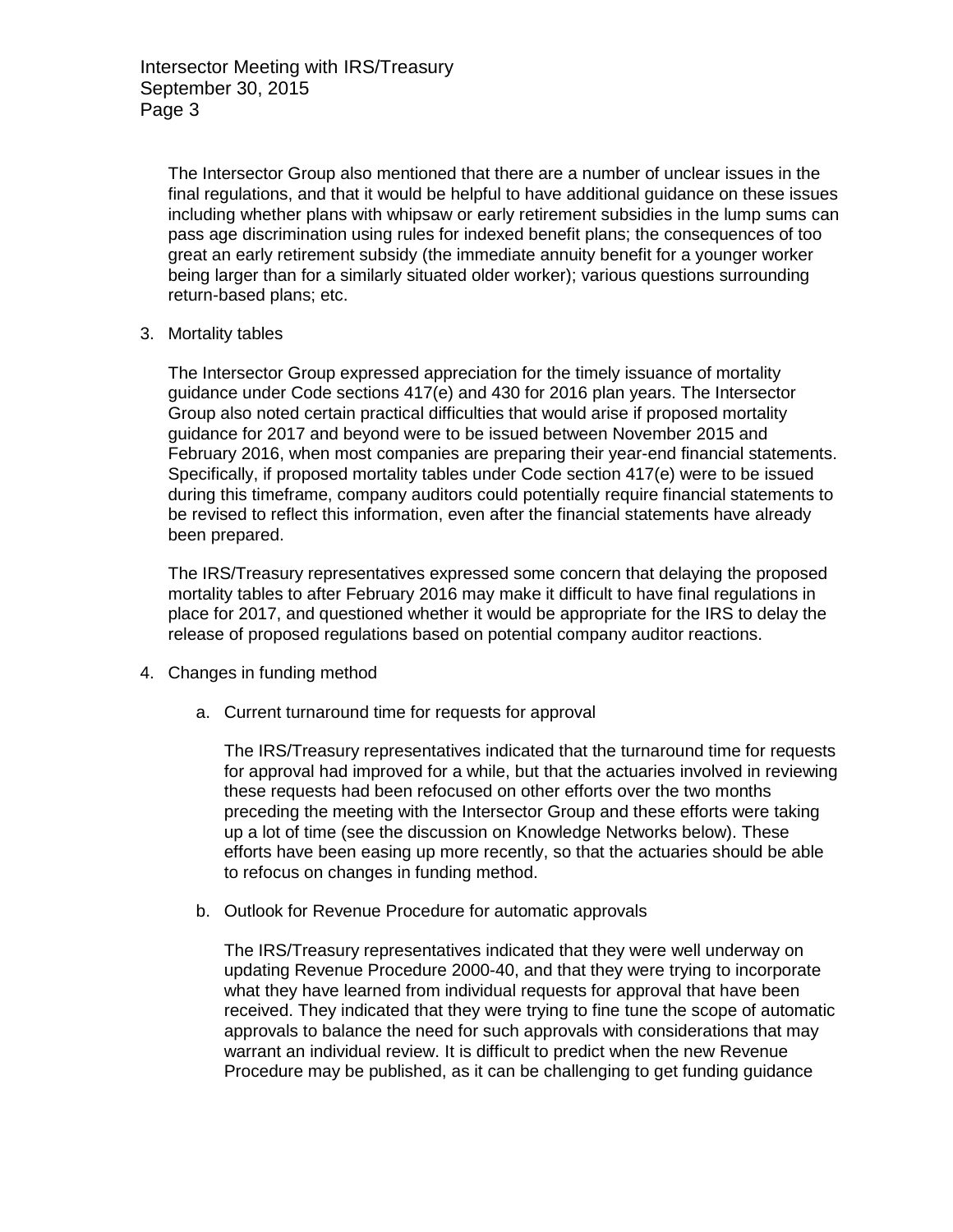The Intersector Group also mentioned that there are a number of unclear issues in the final regulations, and that it would be helpful to have additional guidance on these issues including whether plans with whipsaw or early retirement subsidies in the lump sums can pass age discrimination using rules for indexed benefit plans; the consequences of too great an early retirement subsidy (the immediate annuity benefit for a younger worker being larger than for a similarly situated older worker); various questions surrounding return-based plans; etc.

3. Mortality tables

   The Intersector Group expressed appreciation for the timely issuance of mortality guidance under Code sections 417(e) and 430 for 2016 plan years. The Intersector Group also noted certain practical difficulties that would arise if proposed mortality guidance for 2017 and beyond were to be issued between November 2015 and February 2016, when most companies are preparing their year-end financial statements. Specifically, if proposed mortality tables under Code section 417(e) were to be issued during this timeframe, company auditors could potentially require financial statements to be revised to reflect this information, even after the financial statements have already been prepared.

   The IRS/Treasury representatives expressed some concern that delaying the proposed mortality tables to after February 2016 may make it difficult to have final regulations in place for 2017, and questioned whether it would be appropriate for the IRS to delay the release of proposed regulations based on potential company auditor reactions.

4. Changes in funding method

   a. Current turnaround time for requests for approval

      The IRS/Treasury representatives indicated that the turnaround time for requests for approval had improved for a while, but that the actuaries involved in reviewing these requests had been refocused on other efforts over the two months preceding the meeting with the Intersector Group and these efforts were taking up a lot of time (see the discussion on Knowledge Networks below). These efforts have been easing up more recently, so that the actuaries should be able to refocus on changes in funding method.

   b. Outlook for Revenue Procedure for automatic approvals

      The IRS/Treasury representatives indicated that they were well underway on updating Revenue Procedure 2000-40, and that they were trying to incorporate what they have learned from individual requests for approval that have been received. They indicated that they were trying to fine tune the scope of automatic approvals to balance the need for such approvals with considerations that may warrant an individual review. It is difficult to predict when the new Revenue Procedure may be published, as it can be challenging to get funding guidance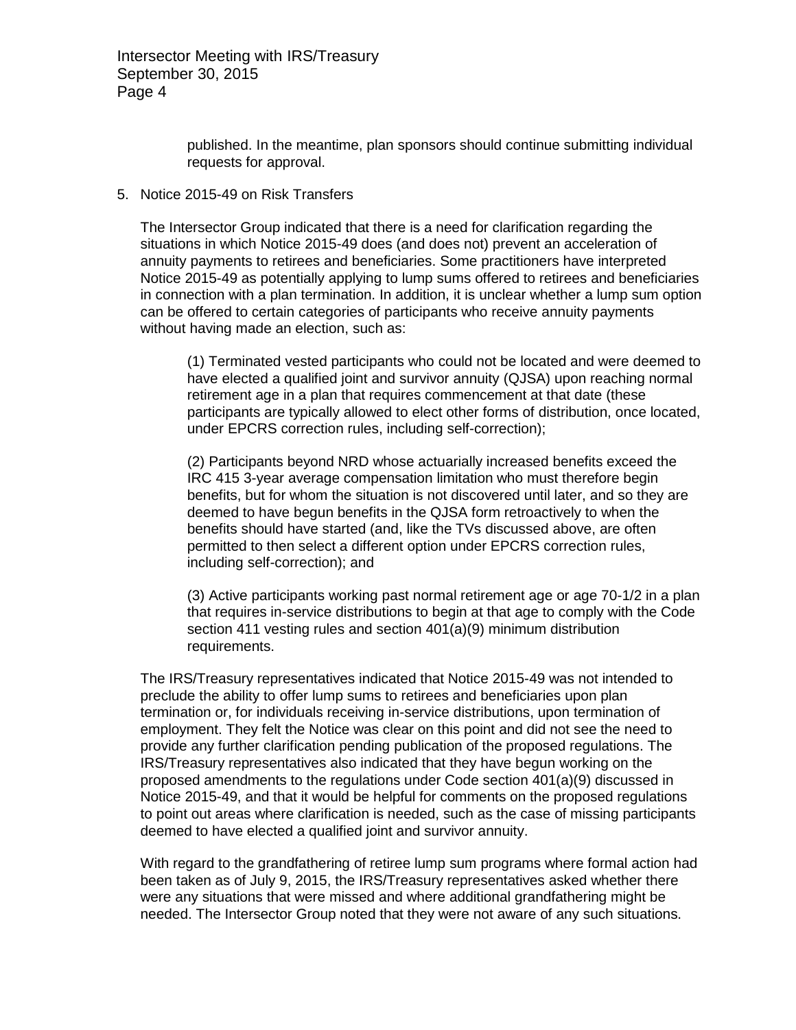published. In the meantime, plan sponsors should continue submitting individual requests for approval.

5. Notice 2015-49 on Risk Transfers

The Intersector Group indicated that there is a need for clarification regarding the situations in which Notice 2015-49 does (and does not) prevent an acceleration of annuity payments to retirees and beneficiaries. Some practitioners have interpreted Notice 2015-49 as potentially applying to lump sums offered to retirees and beneficiaries in connection with a plan termination. In addition, it is unclear whether a lump sum option can be offered to certain categories of participants who receive annuity payments without having made an election, such as:

(1) Terminated vested participants who could not be located and were deemed to have elected a qualified joint and survivor annuity (QJSA) upon reaching normal retirement age in a plan that requires commencement at that date (these participants are typically allowed to elect other forms of distribution, once located, under EPCRS correction rules, including self-correction);

(2) Participants beyond NRD whose actuarially increased benefits exceed the IRC 415 3-year average compensation limitation who must therefore begin benefits, but for whom the situation is not discovered until later, and so they are deemed to have begun benefits in the QJSA form retroactively to when the benefits should have started (and, like the TVs discussed above, are often permitted to then select a different option under EPCRS correction rules, including self-correction); and

(3) Active participants working past normal retirement age or age 70-1/2 in a plan that requires in-service distributions to begin at that age to comply with the Code section 411 vesting rules and section 401(a)(9) minimum distribution requirements.

The IRS/Treasury representatives indicated that Notice 2015-49 was not intended to preclude the ability to offer lump sums to retirees and beneficiaries upon plan termination or, for individuals receiving in-service distributions, upon termination of employment. They felt the Notice was clear on this point and did not see the need to provide any further clarification pending publication of the proposed regulations. The IRS/Treasury representatives also indicated that they have begun working on the proposed amendments to the regulations under Code section 401(a)(9) discussed in Notice 2015-49, and that it would be helpful for comments on the proposed regulations to point out areas where clarification is needed, such as the case of missing participants deemed to have elected a qualified joint and survivor annuity.

With regard to the grandfathering of retiree lump sum programs where formal action had been taken as of July 9, 2015, the IRS/Treasury representatives asked whether there were any situations that were missed and where additional grandfathering might be needed. The Intersector Group noted that they were not aware of any such situations.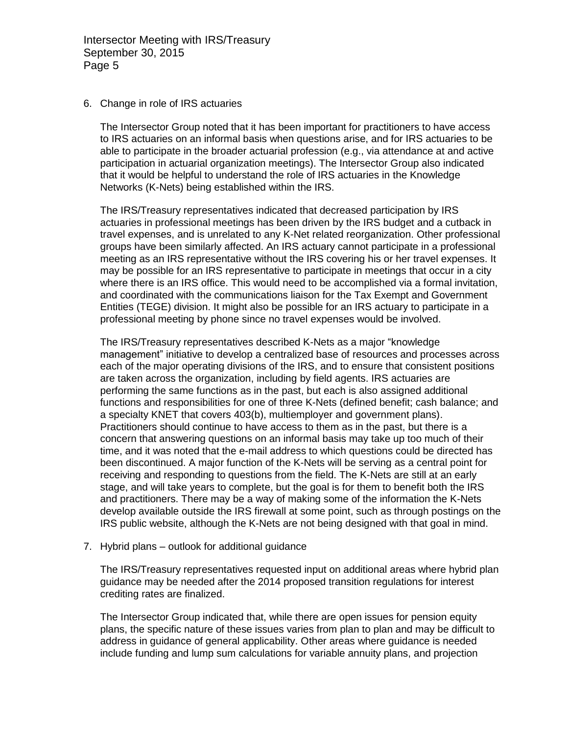6. Change in role of IRS actuaries

   The Intersector Group noted that it has been important for practitioners to have access to IRS actuaries on an informal basis when questions arise, and for IRS actuaries to be able to participate in the broader actuarial profession (e.g., via attendance at and active participation in actuarial organization meetings). The Intersector Group also indicated that it would be helpful to understand the role of IRS actuaries in the Knowledge Networks (K-Nets) being established within the IRS.

   The IRS/Treasury representatives indicated that decreased participation by IRS actuaries in professional meetings has been driven by the IRS budget and a cutback in travel expenses, and is unrelated to any K-Net related reorganization. Other professional groups have been similarly affected. An IRS actuary cannot participate in a professional meeting as an IRS representative without the IRS covering his or her travel expenses. It may be possible for an IRS representative to participate in meetings that occur in a city where there is an IRS office. This would need to be accomplished via a formal invitation, and coordinated with the communications liaison for the Tax Exempt and Government Entities (TEGE) division. It might also be possible for an IRS actuary to participate in a professional meeting by phone since no travel expenses would be involved.

   The IRS/Treasury representatives described K-Nets as a major "knowledge management" initiative to develop a centralized base of resources and processes across each of the major operating divisions of the IRS, and to ensure that consistent positions are taken across the organization, including by field agents. IRS actuaries are performing the same functions as in the past, but each is also assigned additional functions and responsibilities for one of three K-Nets (defined benefit; cash balance; and a specialty KNET that covers 403(b), multiemployer and government plans). Practitioners should continue to have access to them as in the past, but there is a concern that answering questions on an informal basis may take up too much of their time, and it was noted that the e-mail address to which questions could be directed has been discontinued. A major function of the K-Nets will be serving as a central point for receiving and responding to questions from the field. The K-Nets are still at an early stage, and will take years to complete, but the goal is for them to benefit both the IRS and practitioners. There may be a way of making some of the information the K-Nets develop available outside the IRS firewall at some point, such as through postings on the IRS public website, although the K-Nets are not being designed with that goal in mind.

7. Hybrid plans – outlook for additional guidance

   The IRS/Treasury representatives requested input on additional areas where hybrid plan guidance may be needed after the 2014 proposed transition regulations for interest crediting rates are finalized.

   The Intersector Group indicated that, while there are open issues for pension equity plans, the specific nature of these issues varies from plan to plan and may be difficult to address in guidance of general applicability. Other areas where guidance is needed include funding and lump sum calculations for variable annuity plans, and projection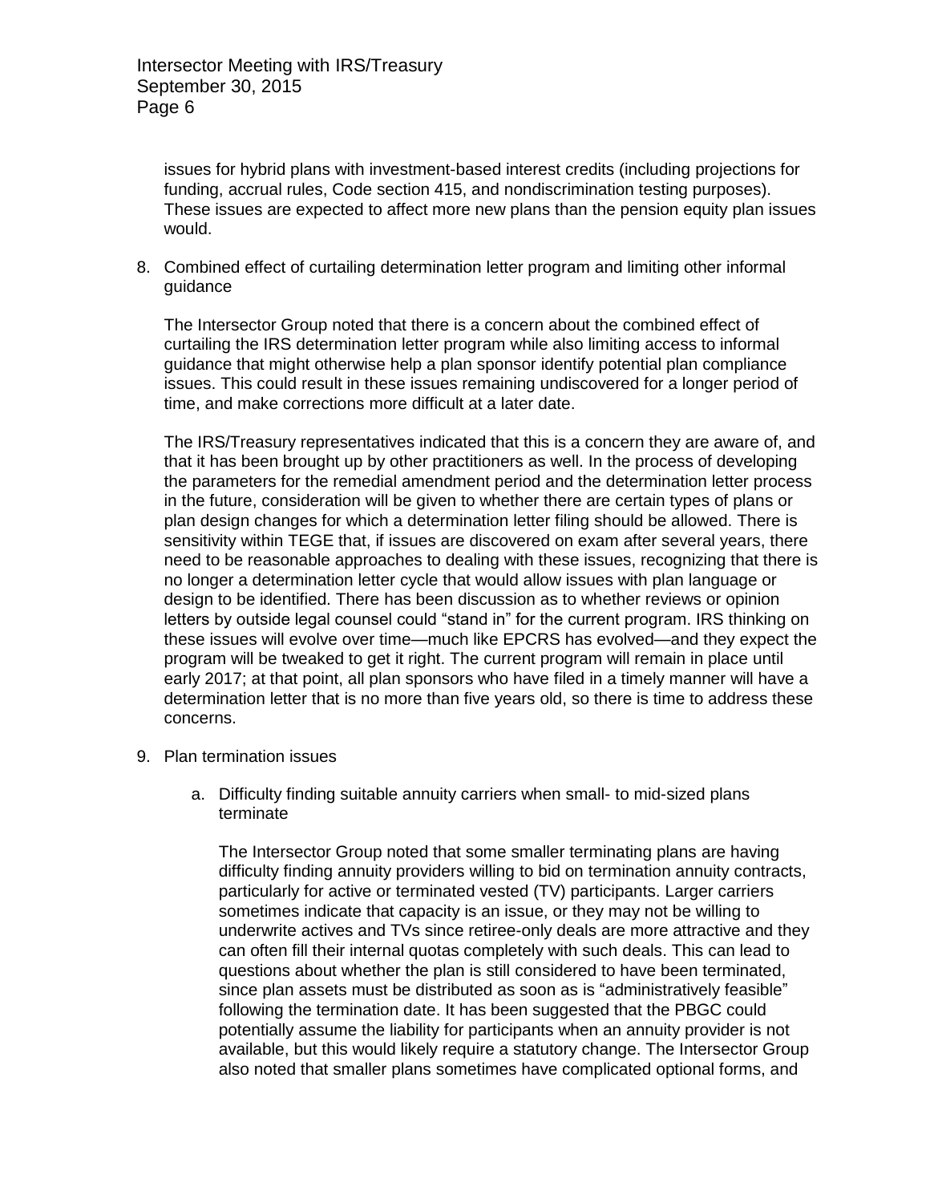issues for hybrid plans with investment-based interest credits (including projections for funding, accrual rules, Code section 415, and nondiscrimination testing purposes). These issues are expected to affect more new plans than the pension equity plan issues would.

8. Combined effect of curtailing determination letter program and limiting other informal guidance

   The Intersector Group noted that there is a concern about the combined effect of curtailing the IRS determination letter program while also limiting access to informal guidance that might otherwise help a plan sponsor identify potential plan compliance issues. This could result in these issues remaining undiscovered for a longer period of time, and make corrections more difficult at a later date.

   The IRS/Treasury representatives indicated that this is a concern they are aware of, and that it has been brought up by other practitioners as well. In the process of developing the parameters for the remedial amendment period and the determination letter process in the future, consideration will be given to whether there are certain types of plans or plan design changes for which a determination letter filing should be allowed. There is sensitivity within TEGE that, if issues are discovered on exam after several years, there need to be reasonable approaches to dealing with these issues, recognizing that there is no longer a determination letter cycle that would allow issues with plan language or design to be identified. There has been discussion as to whether reviews or opinion letters by outside legal counsel could "stand in" for the current program. IRS thinking on these issues will evolve over time—much like EPCRS has evolved—and they expect the program will be tweaked to get it right. The current program will remain in place until early 2017; at that point, all plan sponsors who have filed in a timely manner will have a determination letter that is no more than five years old, so there is time to address these concerns.

9. Plan termination issues

   a. Difficulty finding suitable annuity carriers when small- to mid-sized plans terminate

      The Intersector Group noted that some smaller terminating plans are having difficulty finding annuity providers willing to bid on termination annuity contracts, particularly for active or terminated vested (TV) participants. Larger carriers sometimes indicate that capacity is an issue, or they may not be willing to underwrite actives and TVs since retiree-only deals are more attractive and they can often fill their internal quotas completely with such deals. This can lead to questions about whether the plan is still considered to have been terminated, since plan assets must be distributed as soon as is "administratively feasible" following the termination date. It has been suggested that the PBGC could potentially assume the liability for participants when an annuity provider is not available, but this would likely require a statutory change. The Intersector Group also noted that smaller plans sometimes have complicated optional forms, and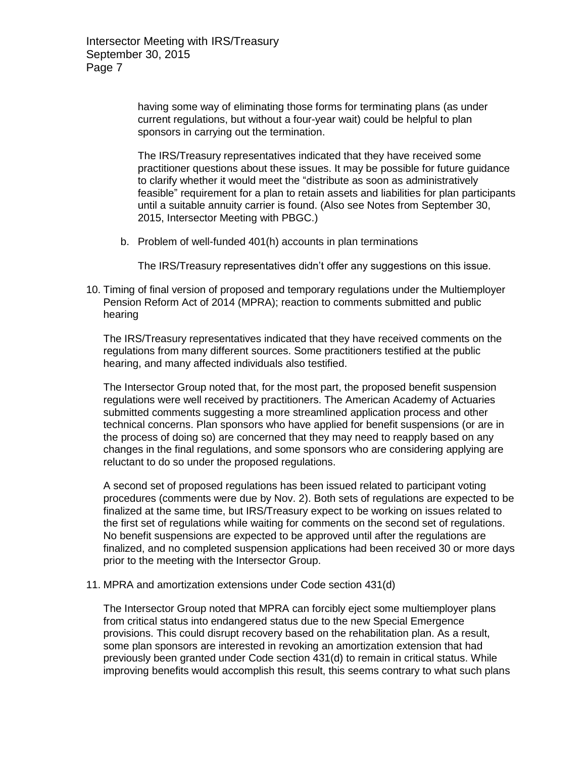having some way of eliminating those forms for terminating plans (as under current regulations, but without a four-year wait) could be helpful to plan sponsors in carrying out the termination.

The IRS/Treasury representatives indicated that they have received some practitioner questions about these issues. It may be possible for future guidance to clarify whether it would meet the "distribute as soon as administratively feasible" requirement for a plan to retain assets and liabilities for plan participants until a suitable annuity carrier is found. (Also see Notes from September 30, 2015, Intersector Meeting with PBGC.)

b. Problem of well-funded 401(h) accounts in plan terminations

   The IRS/Treasury representatives didn't offer any suggestions on this issue.

10. Timing of final version of proposed and temporary regulations under the Multiemployer Pension Reform Act of 2014 (MPRA); reaction to comments submitted and public hearing

    The IRS/Treasury representatives indicated that they have received comments on the regulations from many different sources. Some practitioners testified at the public hearing, and many affected individuals also testified.

    The Intersector Group noted that, for the most part, the proposed benefit suspension regulations were well received by practitioners. The American Academy of Actuaries submitted comments suggesting a more streamlined application process and other technical concerns. Plan sponsors who have applied for benefit suspensions (or are in the process of doing so) are concerned that they may need to reapply based on any changes in the final regulations, and some sponsors who are considering applying are reluctant to do so under the proposed regulations.

    A second set of proposed regulations has been issued related to participant voting procedures (comments were due by Nov. 2). Both sets of regulations are expected to be finalized at the same time, but IRS/Treasury expect to be working on issues related to the first set of regulations while waiting for comments on the second set of regulations. No benefit suspensions are expected to be approved until after the regulations are finalized, and no completed suspension applications had been received 30 or more days prior to the meeting with the Intersector Group.

11. MPRA and amortization extensions under Code section 431(d)

    The Intersector Group noted that MPRA can forcibly eject some multiemployer plans from critical status into endangered status due to the new Special Emergence provisions. This could disrupt recovery based on the rehabilitation plan. As a result, some plan sponsors are interested in revoking an amortization extension that had previously been granted under Code section 431(d) to remain in critical status. While improving benefits would accomplish this result, this seems contrary to what such plans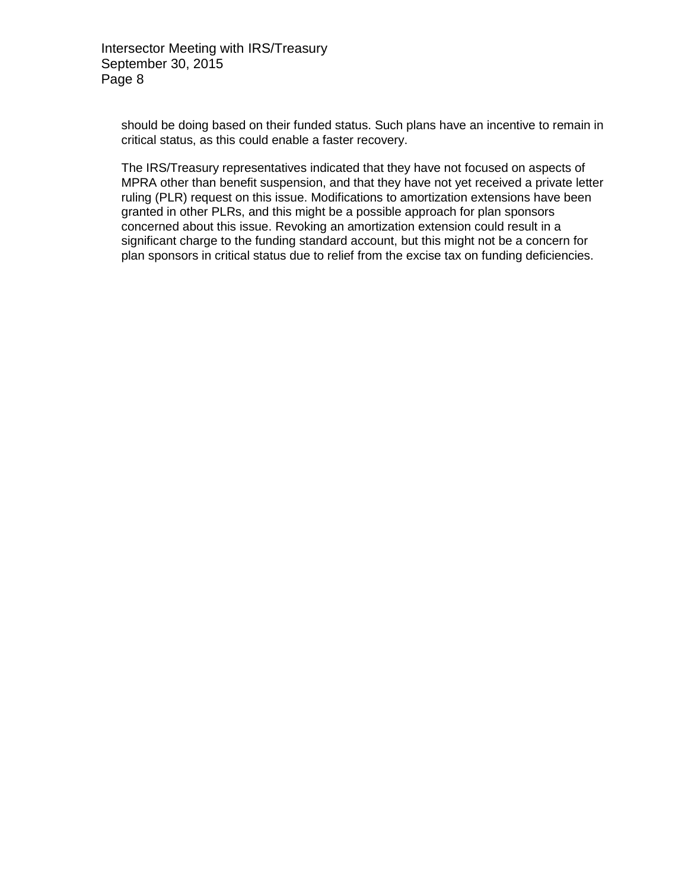should be doing based on their funded status. Such plans have an incentive to remain in critical status, as this could enable a faster recovery.

The IRS/Treasury representatives indicated that they have not focused on aspects of MPRA other than benefit suspension, and that they have not yet received a private letter ruling (PLR) request on this issue. Modifications to amortization extensions have been granted in other PLRs, and this might be a possible approach for plan sponsors concerned about this issue. Revoking an amortization extension could result in a significant charge to the funding standard account, but this might not be a concern for plan sponsors in critical status due to relief from the excise tax on funding deficiencies.